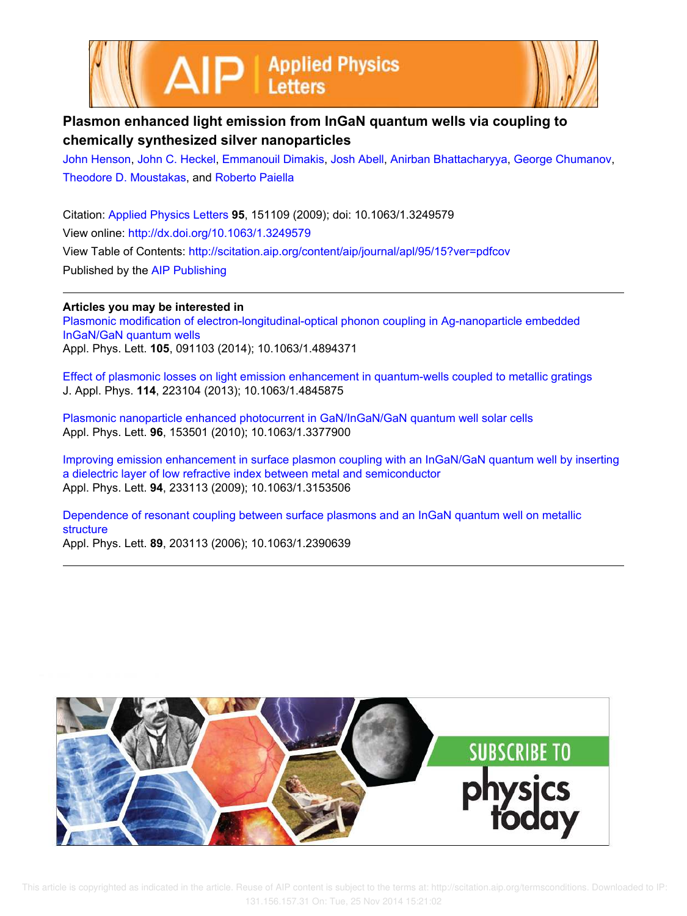# Plasmon enhanced light emission from InGaN quantum wells via coupling to chemically synthesized silver nanoparticles

John Henson, John C. Heckel, Emmanouil Dimakis, Josh Abell, Anirban Bhattacharyya, George Chumanov, Theodore D. Moustakas, and Roberto Paiella

Citation: Applied Physics Letters **95**, 151109 (2009); doi: 10.1063/1.3249579

View online: http://dx.doi.org/10.1063/1.3249579

View Table of Contents: http://scitation.aip.org/content/aip/journal/apl/95/15?ver=pdfcov

Published by the AIP Publishing

---

**Articles you may be interested in**

Plasmonic modification of electron-longitudinal-optical phonon coupling in Ag-nanoparticle embedded InGaN/GaN quantum wells
Appl. Phys. Lett. **105**, 091103 (2014); 10.1063/1.4894371

Effect of plasmonic losses on light emission enhancement in quantum-wells coupled to metallic gratings
J. Appl. Phys. **114**, 223104 (2013); 10.1063/1.4845875

Plasmonic nanoparticle enhanced photocurrent in GaN/InGaN/GaN quantum well solar cells
Appl. Phys. Lett. **96**, 153501 (2010); 10.1063/1.3377900

Improving emission enhancement in surface plasmon coupling with an InGaN/GaN quantum well by inserting a dielectric layer of low refractive index between metal and semiconductor
Appl. Phys. Lett. **94**, 233113 (2009); 10.1063/1.3153506

Dependence of resonant coupling between surface plasmons and an InGaN quantum well on metallic structure
Appl. Phys. Lett. **89**, 203113 (2006); 10.1063/1.2390639

---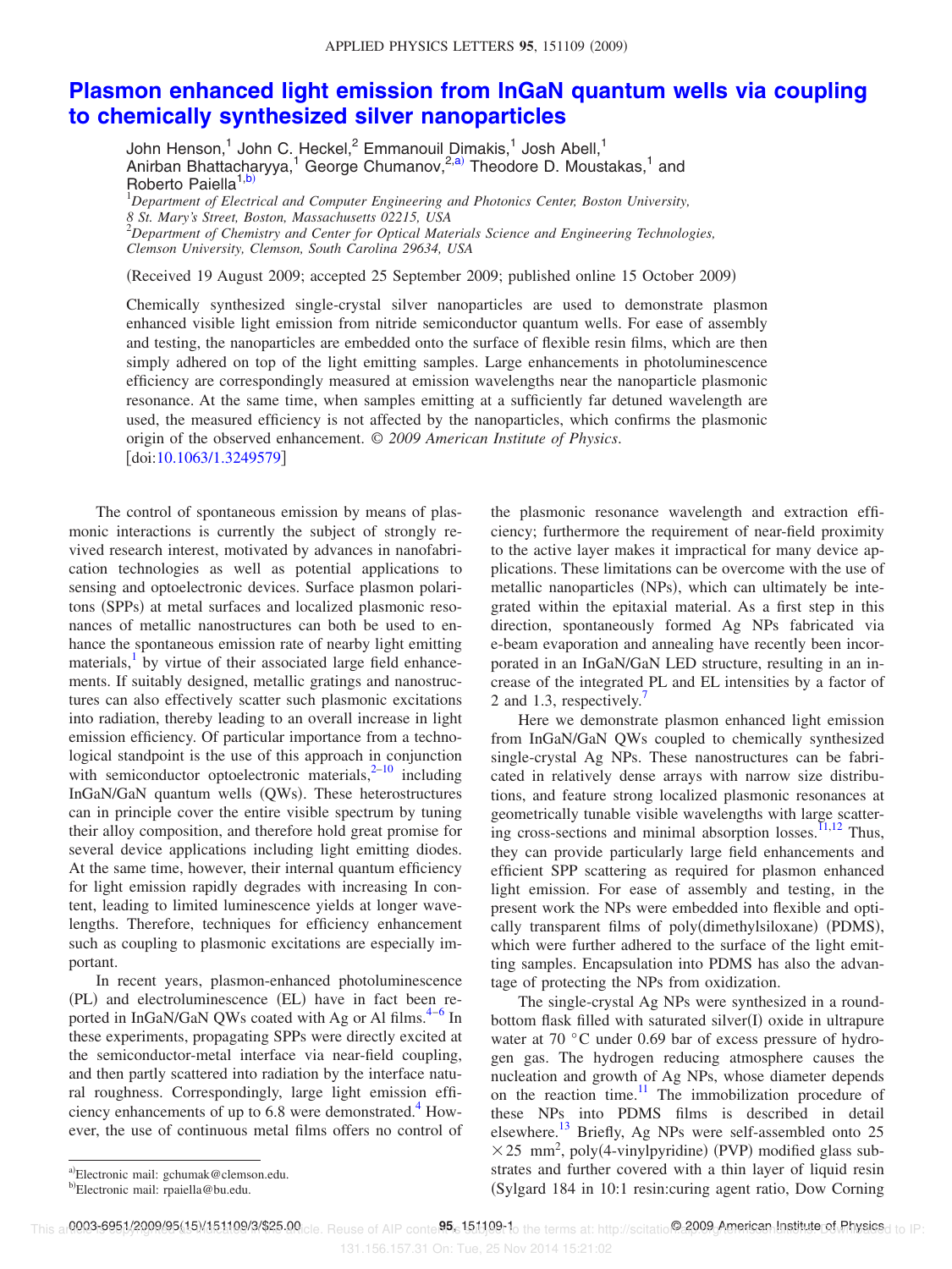# Plasmon enhanced light emission from InGaN quantum wells via coupling to chemically synthesized silver nanoparticles

John Henson,[1] John C. Heckel,[2] Emmanouil Dimakis,[1] Josh Abell,[1] Anirban Bhattacharyya,[1] George Chumanov,[2,a)] Theodore D. Moustakas,[1] and Roberto Paiella[1,b)]

[1]*Department of Electrical and Computer Engineering and Photonics Center, Boston University, 8 St. Mary's Street, Boston, Massachusetts 02215, USA*

[2]*Department of Chemistry and Center for Optical Materials Science and Engineering Technologies, Clemson University, Clemson, South Carolina 29634, USA*

(Received 19 August 2009; accepted 25 September 2009; published online 15 October 2009)

Chemically synthesized single-crystal silver nanoparticles are used to demonstrate plasmon enhanced visible light emission from nitride semiconductor quantum wells. For ease of assembly and testing, the nanoparticles are embedded onto the surface of flexible resin films, which are then simply adhered on top of the light emitting samples. Large enhancements in photoluminescence efficiency are correspondingly measured at emission wavelengths near the nanoparticle plasmonic resonance. At the same time, when samples emitting at a sufficiently far detuned wavelength are used, the measured efficiency is not affected by the nanoparticles, which confirms the plasmonic origin of the observed enhancement. © *2009 American Institute of Physics*. [doi:10.1063/1.3249579]

The control of spontaneous emission by means of plasmonic interactions is currently the subject of strongly revived research interest, motivated by advances in nanofabrication technologies as well as potential applications to sensing and optoelectronic devices. Surface plasmon polaritons (SPPs) at metal surfaces and localized plasmonic resonances of metallic nanostructures can both be used to enhance the spontaneous emission rate of nearby light emitting materials,[1] by virtue of their associated large field enhancements. If suitably designed, metallic gratings and nanostructures can also effectively scatter such plasmonic excitations into radiation, thereby leading to an overall increase in light emission efficiency. Of particular importance from a technological standpoint is the use of this approach in conjunction with semiconductor optoelectronic materials,[2–10] including InGaN/GaN quantum wells (QWs). These heterostructures can in principle cover the entire visible spectrum by tuning their alloy composition, and therefore hold great promise for several device applications including light emitting diodes. At the same time, however, their internal quantum efficiency for light emission rapidly degrades with increasing In content, leading to limited luminescence yields at longer wavelengths. Therefore, techniques for efficiency enhancement such as coupling to plasmonic excitations are especially important.

In recent years, plasmon-enhanced photoluminescence (PL) and electroluminescence (EL) have in fact been reported in InGaN/GaN QWs coated with Ag or Al films.[4–6] In these experiments, propagating SPPs were directly excited at the semiconductor-metal interface via near-field coupling, and then partly scattered into radiation by the interface natural roughness. Correspondingly, large light emission efficiency enhancements of up to 6.8 were demonstrated.[4] However, the use of continuous metal films offers no control of the plasmonic resonance wavelength and extraction efficiency; furthermore the requirement of near-field proximity to the active layer makes it impractical for many device applications. These limitations can be overcome with the use of metallic nanoparticles (NPs), which can ultimately be integrated within the epitaxial material. As a first step in this direction, spontaneously formed Ag NPs fabricated via e-beam evaporation and annealing have recently been incorporated in an InGaN/GaN LED structure, resulting in an increase of the integrated PL and EL intensities by a factor of 2 and 1.3, respectively.[7]

Here we demonstrate plasmon enhanced light emission from InGaN/GaN QWs coupled to chemically synthesized single-crystal Ag NPs. These nanostructures can be fabricated in relatively dense arrays with narrow size distributions, and feature strong localized plasmonic resonances at geometrically tunable visible wavelengths with large scattering cross-sections and minimal absorption losses.[11,12] Thus, they can provide particularly large field enhancements and efficient SPP scattering as required for plasmon enhanced light emission. For ease of assembly and testing, in the present work the NPs were embedded into flexible and optically transparent films of poly(dimethylsiloxane) (PDMS), which were further adhered to the surface of the light emitting samples. Encapsulation into PDMS has also the advantage of protecting the NPs from oxidization.

The single-crystal Ag NPs were synthesized in a round-bottom flask filled with saturated silver(I) oxide in ultrapure water at 70 °C under 0.69 bar of excess pressure of hydrogen gas. The hydrogen reducing atmosphere causes the nucleation and growth of Ag NPs, whose diameter depends on the reaction time.[11] The immobilization procedure of these NPs into PDMS films is described in detail elsewhere.[13] Briefly, Ag NPs were self-assembled onto 25 $\times 25$ mm$^2$, poly(4-vinylpyridine) (PVP) modified glass substrates and further covered with a thin layer of liquid resin (Sylgard 184 in 10:1 resin:curing agent ratio, Dow Corning

[a)]Electronic mail: gchumak@clemson.edu.

[b)]Electronic mail: rpaiella@bu.edu.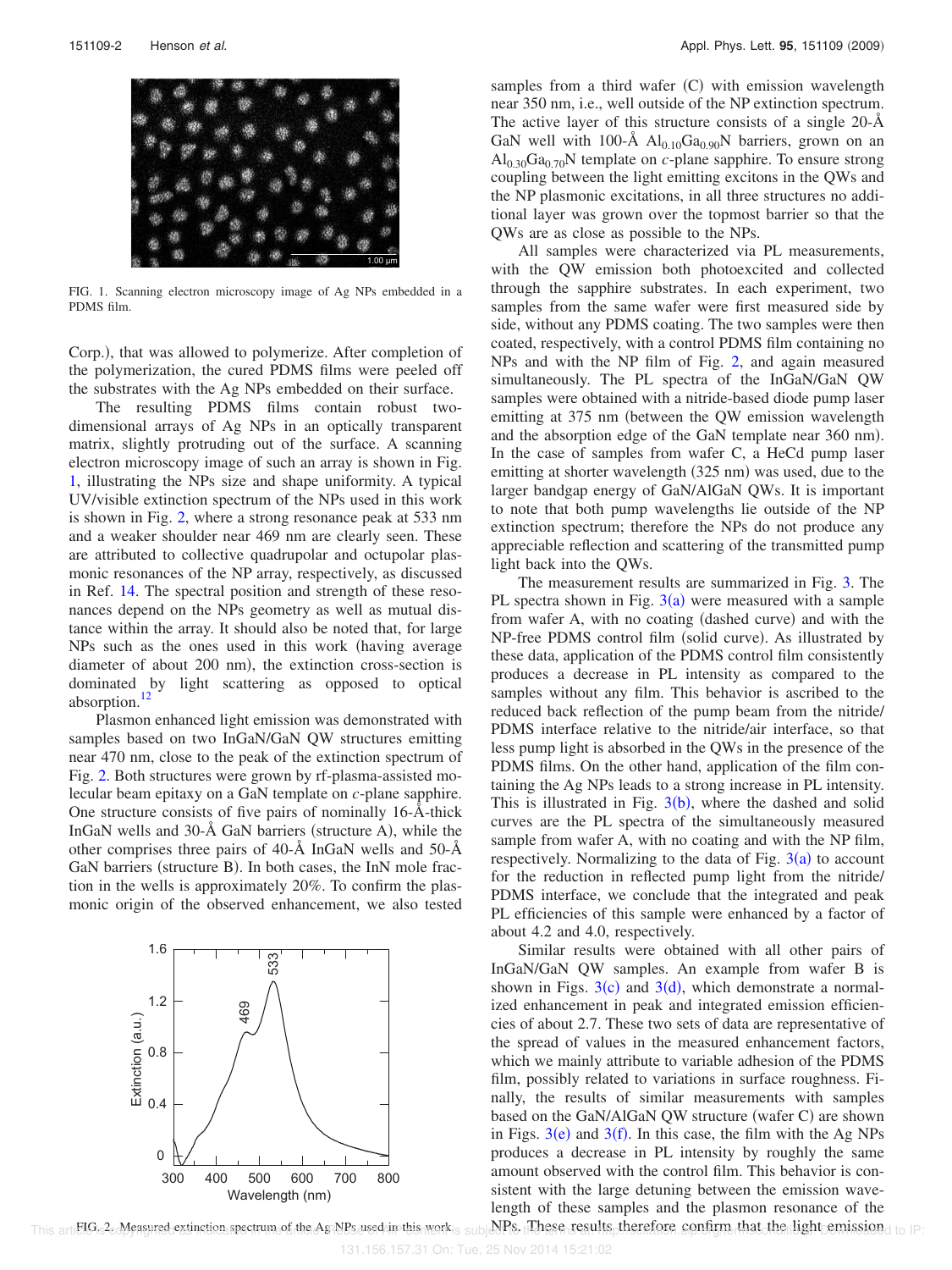FIG. 1. Scanning electron microscopy image of Ag NPs embedded in a PDMS film.

Corp.), that was allowed to polymerize. After completion of the polymerization, the cured PDMS films were peeled off the substrates with the Ag NPs embedded on their surface.

The resulting PDMS films contain robust two-dimensional arrays of Ag NPs in an optically transparent matrix, slightly protruding out of the surface. A scanning electron microscopy image of such an array is shown in Fig. 1, illustrating the NPs size and shape uniformity. A typical UV/visible extinction spectrum of the NPs used in this work is shown in Fig. 2, where a strong resonance peak at 533 nm and a weaker shoulder near 469 nm are clearly seen. These are attributed to collective quadrupolar and octupolar plasmonic resonances of the NP array, respectively, as discussed in Ref. 14. The spectral position and strength of these resonances depend on the NPs geometry as well as mutual distance within the array. It should also be noted that, for large NPs such as the ones used in this work (having average diameter of about 200 nm), the extinction cross-section is dominated by light scattering as opposed to optical absorption.[12]

Plasmon enhanced light emission was demonstrated with samples based on two InGaN/GaN QW structures emitting near 470 nm, close to the peak of the extinction spectrum of Fig. 2. Both structures were grown by rf-plasma-assisted molecular beam epitaxy on a GaN template on *c*-plane sapphire. One structure consists of five pairs of nominally 16-Å-thick InGaN wells and 30-Å GaN barriers (structure A), while the other comprises three pairs of 40-Å InGaN wells and 50-Å GaN barriers (structure B). In both cases, the InN mole fraction in the wells is approximately 20%. To confirm the plasmonic origin of the observed enhancement, we also tested

FIG. 2. Measured extinction spectrum of the Ag NPs used in this work.

samples from a third wafer (C) with emission wavelength near 350 nm, i.e., well outside of the NP extinction spectrum. The active layer of this structure consists of a single 20-Å GaN well with 100-Å $Al_{0.10}Ga_{0.90}N$ barriers, grown on an $Al_{0.30}Ga_{0.70}N$ template on *c*-plane sapphire. To ensure strong coupling between the light emitting excitons in the QWs and the NP plasmonic excitations, in all three structures no additional layer was grown over the topmost barrier so that the QWs are as close as possible to the NPs.

All samples were characterized via PL measurements, with the QW emission both photoexcited and collected through the sapphire substrates. In each experiment, two samples from the same wafer were first measured side by side, without any PDMS coating. The two samples were then coated, respectively, with a control PDMS film containing no NPs and with the NP film of Fig. 2, and again measured simultaneously. The PL spectra of the InGaN/GaN QW samples were obtained with a nitride-based diode pump laser emitting at 375 nm (between the QW emission wavelength and the absorption edge of the GaN template near 360 nm). In the case of samples from wafer C, a HeCd pump laser emitting at shorter wavelength (325 nm) was used, due to the larger bandgap energy of GaN/AlGaN QWs. It is important to note that both pump wavelengths lie outside of the NP extinction spectrum; therefore the NPs do not produce any appreciable reflection and scattering of the transmitted pump light back into the QWs.

The measurement results are summarized in Fig. 3. The PL spectra shown in Fig. 3(a) were measured with a sample from wafer A, with no coating (dashed curve) and with the NP-free PDMS control film (solid curve). As illustrated by these data, application of the PDMS control film consistently produces a decrease in PL intensity as compared to the samples without any film. This behavior is ascribed to the reduced back reflection of the pump beam from the nitride/PDMS interface relative to the nitride/air interface, so that less pump light is absorbed in the QWs in the presence of the PDMS films. On the other hand, application of the film containing the Ag NPs leads to a strong increase in PL intensity. This is illustrated in Fig. 3(b), where the dashed and solid curves are the PL spectra of the simultaneously measured sample from wafer A, with no coating and with the NP film, respectively. Normalizing to the data of Fig. 3(a) to account for the reduction in reflected pump light from the nitride/PDMS interface, we conclude that the integrated and peak PL efficiencies of this sample were enhanced by a factor of about 4.2 and 4.0, respectively.

Similar results were obtained with all other pairs of InGaN/GaN QW samples. An example from wafer B is shown in Figs. 3(c) and 3(d), which demonstrate a normalized enhancement in peak and integrated emission efficiencies of about 2.7. These two sets of data are representative of the spread of values in the measured enhancement factors, which we mainly attribute to variable adhesion of the PDMS film, possibly related to variations in surface roughness. Finally, the results of similar measurements with samples based on the GaN/AlGaN QW structure (wafer C) are shown in Figs. 3(e) and 3(f). In this case, the film with the Ag NPs produces a decrease in PL intensity by roughly the same amount observed with the control film. This behavior is consistent with the large detuning between the emission wavelength of these samples and the plasmon resonance of the NPs. These results therefore confirm that the light emission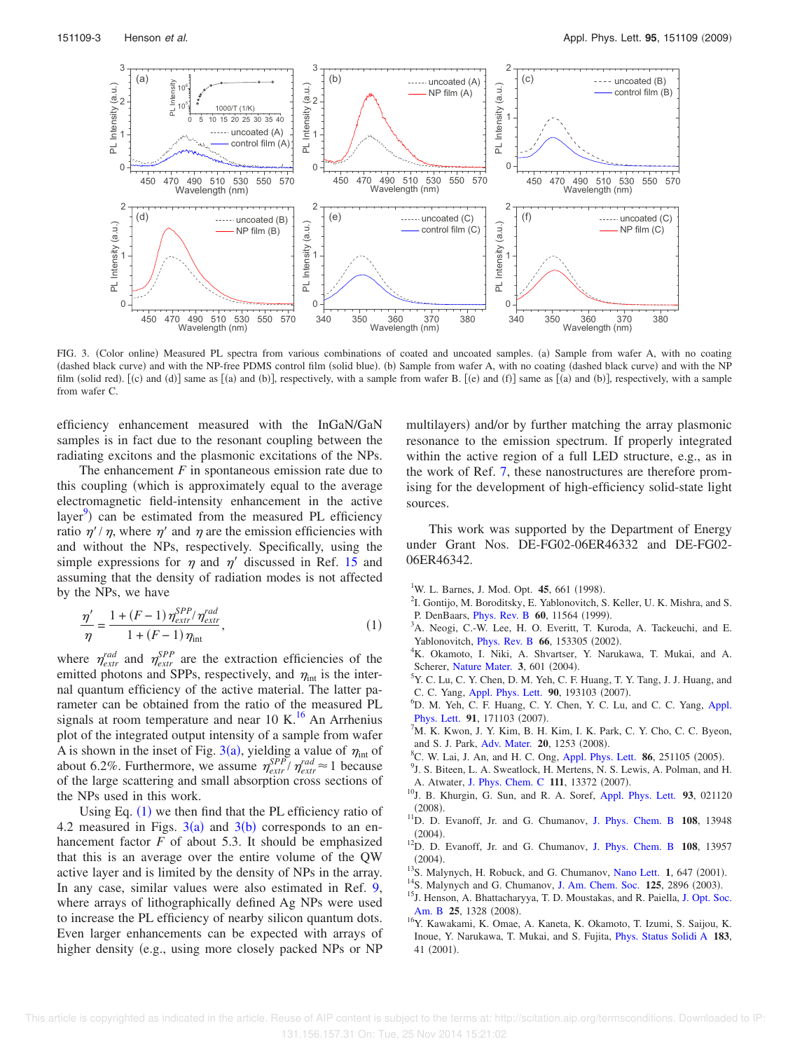(a)
PL Intensity (a.u.)
3
2
1
0
450 470 490 510 530 550 570
Wavelength (nm)
PL Intensity
$10^6$
$10^5$
0 5 10 15 20 25 30 35 40
1000/T (1/K)
uncoated (A)
control film (A)

(b)
PL Intensity (a.u.)
3
2
1
0
450 470 490 510 530 550 570
Wavelength (nm)
uncoated (A)
NP film (A)

(c)
PL Intensity (a.u.)
2
1
0
450 470 490 510 530 550 570
Wavelength (nm)
uncoated (B)
control film (B)

(d)
PL Intensity (a.u.)
2
1
0
450 470 490 510 530 550 570
Wavelength (nm)
uncoated (B)
NP film (B)

(e)
PL Intensity (a.u.)
2
1
0
340 350 360 370 380
Wavelength (nm)
uncoated (C)
control film (C)

(f)
PL Intensity (a.u.)
2
1
0
340 350 360 370 380
Wavelength (nm)
uncoated (C)
NP film (C)

FIG. 3. (Color online) Measured PL spectra from various combinations of coated and uncoated samples. (a) Sample from wafer A, with no coating (dashed black curve) and with the NP-free PDMS control film (solid blue). (b) Sample from wafer A, with no coating (dashed black curve) and with the NP film (solid red). [(c) and (d)] same as [(a) and (b)], respectively, with a sample from wafer B. [(e) and (f)] same as [(a) and (b)], respectively, with a sample from wafer C.

efficiency enhancement measured with the InGaN/GaN samples is in fact due to the resonant coupling between the radiating excitons and the plasmonic excitations of the NPs.

The enhancement $F$ in spontaneous emission rate due to this coupling (which is approximately equal to the average electromagnetic field-intensity enhancement in the active layer[9]) can be estimated from the measured PL efficiency ratio $\eta'/\eta$, where $\eta'$ and $\eta$ are the emission efficiencies with and without the NPs, respectively. Specifically, using the simple expressions for $\eta$ and $\eta'$ discussed in Ref. 15 and assuming that the density of radiation modes is not affected by the NPs, we have

$$\frac{\eta'}{\eta} = \frac{1 + (F-1)\,\eta_{extr}^{SPP}/\eta_{extr}^{rad}}{1 + (F-1)\,\eta_{\text{int}}}, \tag{1}$$

where $\eta_{extr}^{rad}$ and $\eta_{extr}^{SPP}$ are the extraction efficiencies of the emitted photons and SPPs, respectively, and $\eta_{\text{int}}$ is the internal quantum efficiency of the active material. The latter parameter can be obtained from the ratio of the measured PL signals at room temperature and near 10 K.[16] An Arrhenius plot of the integrated output intensity of a sample from wafer A is shown in the inset of Fig. 3(a), yielding a value of $\eta_{\text{int}}$ of about 6.2%. Furthermore, we assume $\eta_{extr}^{SPP}/\eta_{extr}^{rad} \approx 1$ because of the large scattering and small absorption cross sections of the NPs used in this work.

Using Eq. (1) we then find that the PL efficiency ratio of 4.2 measured in Figs. 3(a) and 3(b) corresponds to an enhancement factor $F$ of about 5.3. It should be emphasized that this is an average over the entire volume of the QW active layer and is limited by the density of NPs in the array. In any case, similar values were also estimated in Ref. 9, where arrays of lithographically defined Ag NPs were used to increase the PL efficiency of nearby silicon quantum dots. Even larger enhancements can be expected with arrays of higher density (e.g., using more closely packed NPs or NP multilayers) and/or by further matching the array plasmonic resonance to the emission spectrum. If properly integrated within the active region of a full LED structure, e.g., as in the work of Ref. 7, these nanostructures are therefore promising for the development of high-efficiency solid-state light sources.

This work was supported by the Department of Energy under Grant Nos. DE-FG02-06ER46332 and DE-FG02-06ER46342.

[1] W. L. Barnes, J. Mod. Opt. **45**, 661 (1998).
[2] I. Gontijo, M. Boroditsky, E. Yablonovitch, S. Keller, U. K. Mishra, and S. P. DenBaars, Phys. Rev. B **60**, 11564 (1999).
[3] A. Neogi, C.-W. Lee, H. O. Everitt, T. Kuroda, A. Tackeuchi, and E. Yablonovitch, Phys. Rev. B **66**, 153305 (2002).
[4] K. Okamoto, I. Niki, A. Shvartser, Y. Narukawa, T. Mukai, and A. Scherer, Nature Mater. **3**, 601 (2004).
[5] Y. C. Lu, C. Y. Chen, D. M. Yeh, C. F. Huang, T. Y. Tang, J. J. Huang, and C. C. Yang, Appl. Phys. Lett. **90**, 193103 (2007).
[6] D. M. Yeh, C. F. Huang, C. Y. Chen, Y. C. Lu, and C. C. Yang, Appl. Phys. Lett. **91**, 171103 (2007).
[7] M. K. Kwon, J. Y. Kim, B. H. Kim, I. K. Park, C. Y. Cho, C. C. Byeon, and S. J. Park, Adv. Mater. **20**, 1253 (2008).
[8] C. W. Lai, J. An, and H. C. Ong, Appl. Phys. Lett. **86**, 251105 (2005).
[9] J. S. Biteen, L. A. Sweatlock, H. Mertens, N. S. Lewis, A. Polman, and H. A. Atwater, J. Phys. Chem. C **111**, 13372 (2007).
[10] J. B. Khurgin, G. Sun, and R. A. Soref, Appl. Phys. Lett. **93**, 021120 (2008).
[11] D. D. Evanoff, Jr. and G. Chumanov, J. Phys. Chem. B **108**, 13948 (2004).
[12] D. D. Evanoff, Jr. and G. Chumanov, J. Phys. Chem. B **108**, 13957 (2004).
[13] S. Malynych, H. Robuck, and G. Chumanov, Nano Lett. **1**, 647 (2001).
[14] S. Malynych and G. Chumanov, J. Am. Chem. Soc. **125**, 2896 (2003).
[15] J. Henson, A. Bhattacharyya, T. D. Moustakas, and R. Paiella, J. Opt. Soc. Am. B **25**, 1328 (2008).
[16] Y. Kawakami, K. Omae, A. Kaneta, K. Okamoto, T. Izumi, S. Saijou, K. Inoue, Y. Narukawa, T. Mukai, and S. Fujita, Phys. Status Solidi A **183**, 41 (2001).